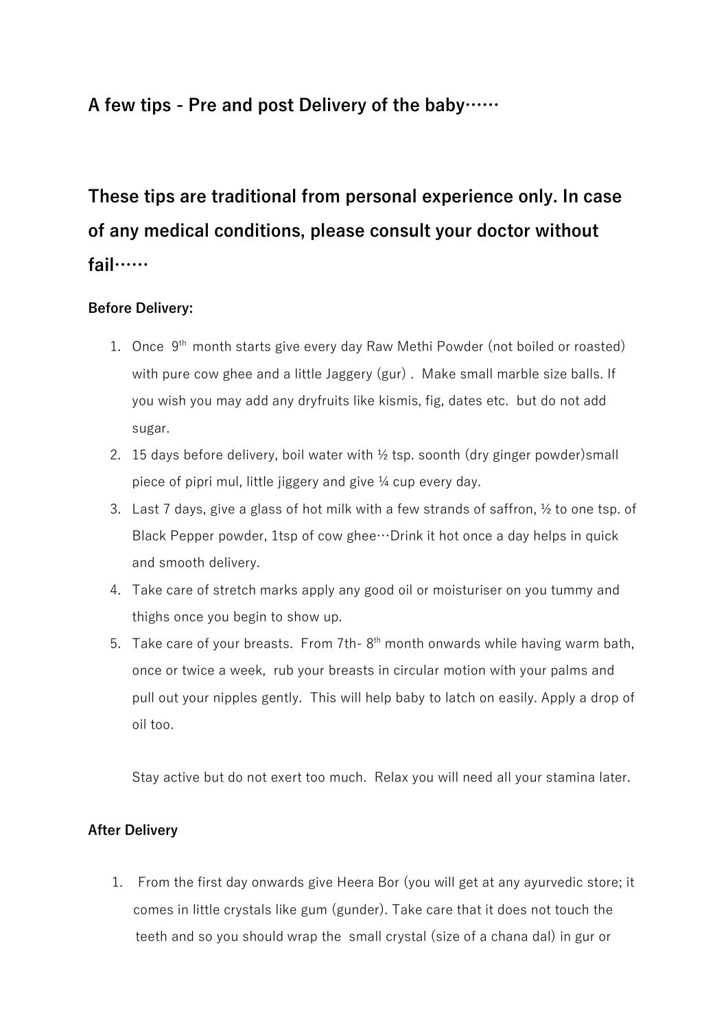## A few tips - Pre and post Delivery of the baby……

## These tips are traditional from personal experience only. In case of any medical conditions, please consult your doctor without fail……

**Before Delivery:**

1. Once 9th month starts give every day Raw Methi Powder (not boiled or roasted) with pure cow ghee and a little Jaggery (gur) . Make small marble size balls. If you wish you may add any dryfruits like kismis, fig, dates etc. but do not add sugar.
2. 15 days before delivery, boil water with ½ tsp. soonth (dry ginger powder)small piece of pipri mul, little jiggery and give ¼ cup every day.
3. Last 7 days, give a glass of hot milk with a few strands of saffron, ½ to one tsp. of Black Pepper powder, 1tsp of cow ghee…Drink it hot once a day helps in quick and smooth delivery.
4. Take care of stretch marks apply any good oil or moisturiser on you tummy and thighs once you begin to show up.
5. Take care of your breasts. From 7th- 8th month onwards while having warm bath, once or twice a week, rub your breasts in circular motion with your palms and pull out your nipples gently. This will help baby to latch on easily. Apply a drop of oil too.

   Stay active but do not exert too much. Relax you will need all your stamina later.

**After Delivery**

1. From the first day onwards give Heera Bor (you will get at any ayurvedic store; it comes in little crystals like gum (gunder). Take care that it does not touch the teeth and so you should wrap the small crystal (size of a chana dal) in gur or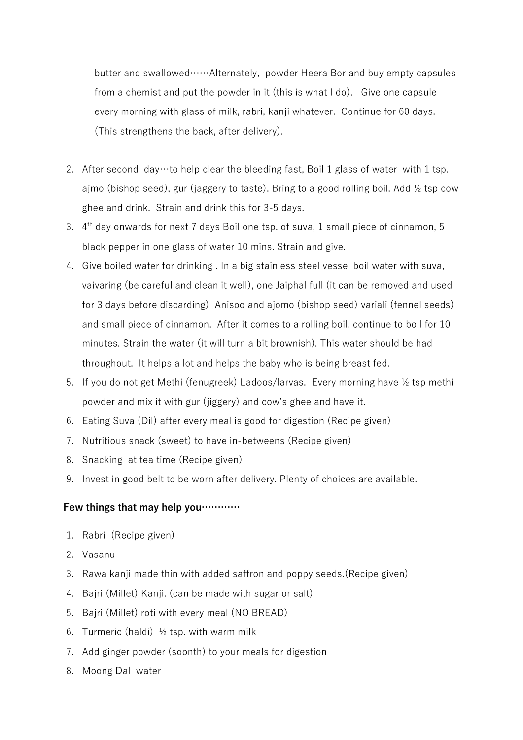butter and swallowed……Alternately, powder Heera Bor and buy empty capsules from a chemist and put the powder in it (this is what I do). Give one capsule every morning with glass of milk, rabri, kanji whatever. Continue for 60 days. (This strengthens the back, after delivery).

2. After second day…to help clear the bleeding fast, Boil 1 glass of water with 1 tsp. ajmo (bishop seed), gur (jaggery to taste). Bring to a good rolling boil. Add ½ tsp cow ghee and drink. Strain and drink this for 3-5 days.
3. 4th day onwards for next 7 days Boil one tsp. of suva, 1 small piece of cinnamon, 5 black pepper in one glass of water 10 mins. Strain and give.
4. Give boiled water for drinking . In a big stainless steel vessel boil water with suva, vaivaring (be careful and clean it well), one Jaiphal full (it can be removed and used for 3 days before discarding) Anisoo and ajomo (bishop seed) variali (fennel seeds) and small piece of cinnamon. After it comes to a rolling boil, continue to boil for 10 minutes. Strain the water (it will turn a bit brownish). This water should be had throughout. It helps a lot and helps the baby who is being breast fed.
5. If you do not get Methi (fenugreek) Ladoos/larvas. Every morning have ½ tsp methi powder and mix it with gur (jiggery) and cow's ghee and have it.
6. Eating Suva (Dil) after every meal is good for digestion (Recipe given)
7. Nutritious snack (sweet) to have in-betweens (Recipe given)
8. Snacking at tea time (Recipe given)
9. Invest in good belt to be worn after delivery. Plenty of choices are available.

**Few things that may help you…………**

1. Rabri (Recipe given)
2. Vasanu
3. Rawa kanji made thin with added saffron and poppy seeds.(Recipe given)
4. Bajri (Millet) Kanji. (can be made with sugar or salt)
5. Bajri (Millet) roti with every meal (NO BREAD)
6. Turmeric (haldi) ½ tsp. with warm milk
7. Add ginger powder (soonth) to your meals for digestion
8. Moong Dal water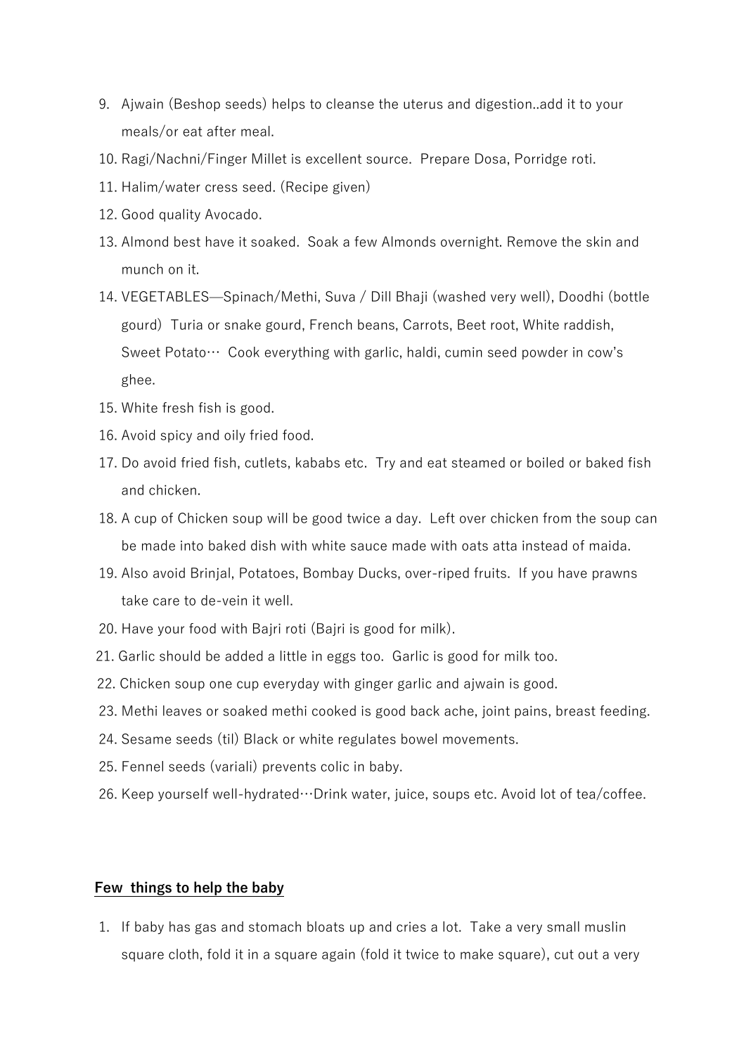9. Ajwain (Beshop seeds) helps to cleanse the uterus and digestion..add it to your meals/or eat after meal.
10. Ragi/Nachni/Finger Millet is excellent source. Prepare Dosa, Porridge roti.
11. Halim/water cress seed. (Recipe given)
12. Good quality Avocado.
13. Almond best have it soaked. Soak a few Almonds overnight. Remove the skin and munch on it.
14. VEGETABLES—Spinach/Methi, Suva / Dill Bhaji (washed very well), Doodhi (bottle gourd) Turia or snake gourd, French beans, Carrots, Beet root, White raddish, Sweet Potato… Cook everything with garlic, haldi, cumin seed powder in cow's ghee.
15. White fresh fish is good.
16. Avoid spicy and oily fried food.
17. Do avoid fried fish, cutlets, kababs etc. Try and eat steamed or boiled or baked fish and chicken.
18. A cup of Chicken soup will be good twice a day. Left over chicken from the soup can be made into baked dish with white sauce made with oats atta instead of maida.
19. Also avoid Brinjal, Potatoes, Bombay Ducks, over-riped fruits. If you have prawns take care to de-vein it well.
20. Have your food with Bajri roti (Bajri is good for milk).
21. Garlic should be added a little in eggs too. Garlic is good for milk too.
22. Chicken soup one cup everyday with ginger garlic and ajwain is good.
23. Methi leaves or soaked methi cooked is good back ache, joint pains, breast feeding.
24. Sesame seeds (til) Black or white regulates bowel movements.
25. Fennel seeds (variali) prevents colic in baby.
26. Keep yourself well-hydrated…Drink water, juice, soups etc. Avoid lot of tea/coffee.

**Few things to help the baby**

1. If baby has gas and stomach bloats up and cries a lot. Take a very small muslin square cloth, fold it in a square again (fold it twice to make square), cut out a very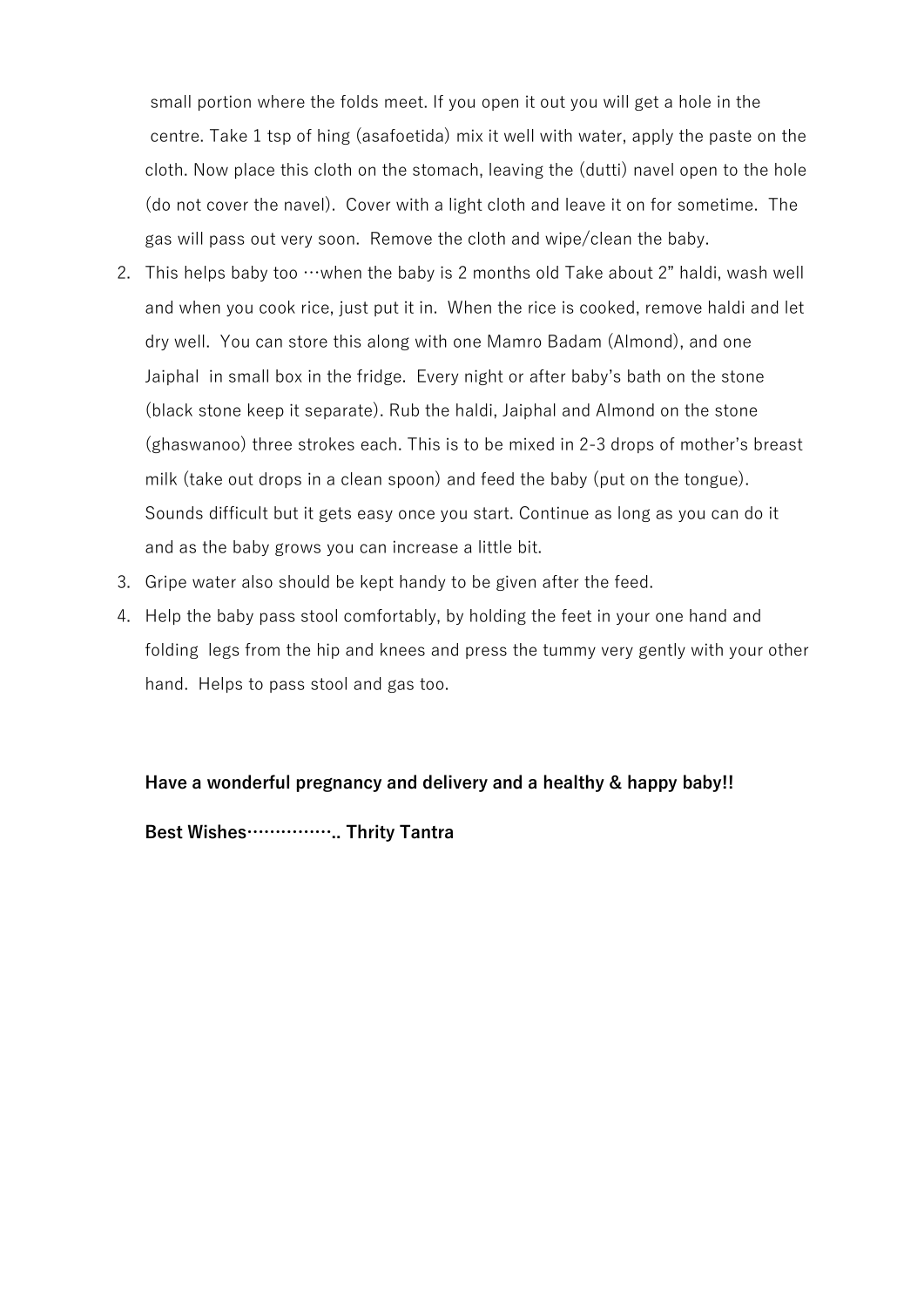small portion where the folds meet. If you open it out you will get a hole in the centre. Take 1 tsp of hing (asafoetida) mix it well with water, apply the paste on the cloth. Now place this cloth on the stomach, leaving the (dutti) navel open to the hole (do not cover the navel). Cover with a light cloth and leave it on for sometime. The gas will pass out very soon. Remove the cloth and wipe/clean the baby.

2. This helps baby too …when the baby is 2 months old Take about 2" haldi, wash well and when you cook rice, just put it in. When the rice is cooked, remove haldi and let dry well. You can store this along with one Mamro Badam (Almond), and one Jaiphal in small box in the fridge. Every night or after baby's bath on the stone (black stone keep it separate). Rub the haldi, Jaiphal and Almond on the stone (ghaswanoo) three strokes each. This is to be mixed in 2-3 drops of mother's breast milk (take out drops in a clean spoon) and feed the baby (put on the tongue). Sounds difficult but it gets easy once you start. Continue as long as you can do it and as the baby grows you can increase a little bit.
3. Gripe water also should be kept handy to be given after the feed.
4. Help the baby pass stool comfortably, by holding the feet in your one hand and folding legs from the hip and knees and press the tummy very gently with your other hand. Helps to pass stool and gas too.

**Have a wonderful pregnancy and delivery and a healthy & happy baby!!**

**Best Wishes…………….. Thrity Tantra**